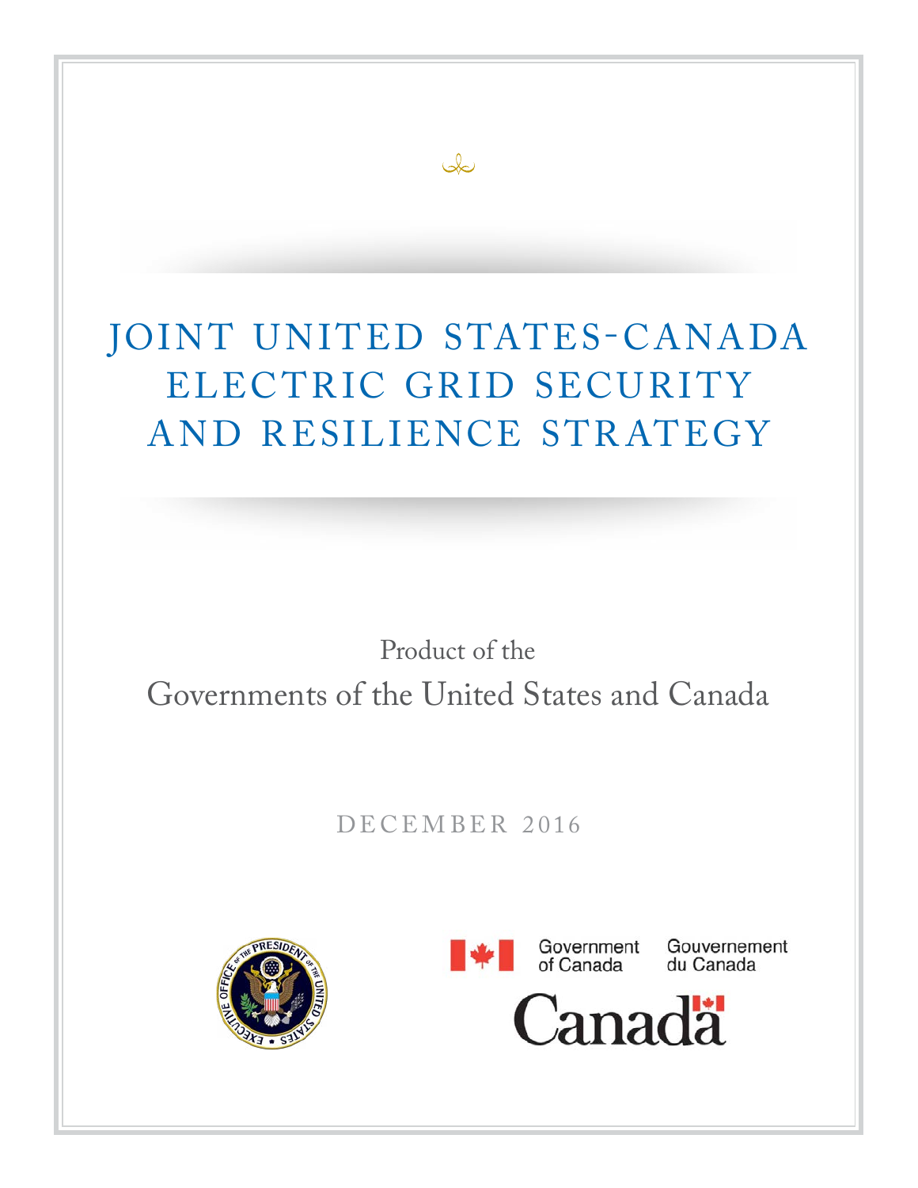# JOINT UNITED STATES-CANADA ELECTRIC GRID SECURITY AND RESILIENCE STRATEGY

Product of the

Governments of the United States and Canada

DECEMBER 2016

Government of Canada    Gouvernement du Canada

Canada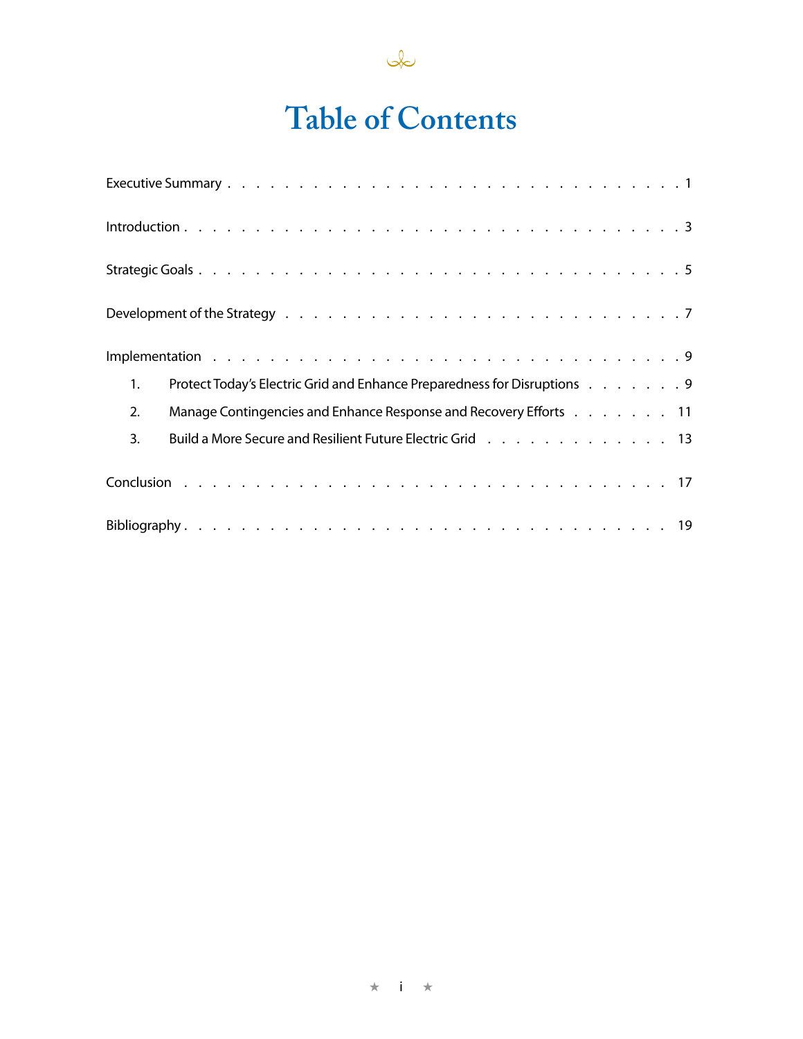# Table of Contents

Executive Summary . . . . . . . . . . . . . . . . . . . . . . . . . . . . 1

Introduction . . . . . . . . . . . . . . . . . . . . . . . . . . . . 3

Strategic Goals . . . . . . . . . . . . . . . . . . . . . . . . . . . . 5

Development of the Strategy . . . . . . . . . . . . . . . . . . . . . . . . . . . . 7

Implementation . . . . . . . . . . . . . . . . . . . . . . . . . . . . 9

1. Protect Today's Electric Grid and Enhance Preparedness for Disruptions . . . . . . . . 9
2. Manage Contingencies and Enhance Response and Recovery Efforts . . . . . . . . 11
3. Build a More Secure and Resilient Future Electric Grid . . . . . . . . . . . . . 13

Conclusion . . . . . . . . . . . . . . . . . . . . . . . . . . . . 17

Bibliography . . . . . . . . . . . . . . . . . . . . . . . . . . . . 19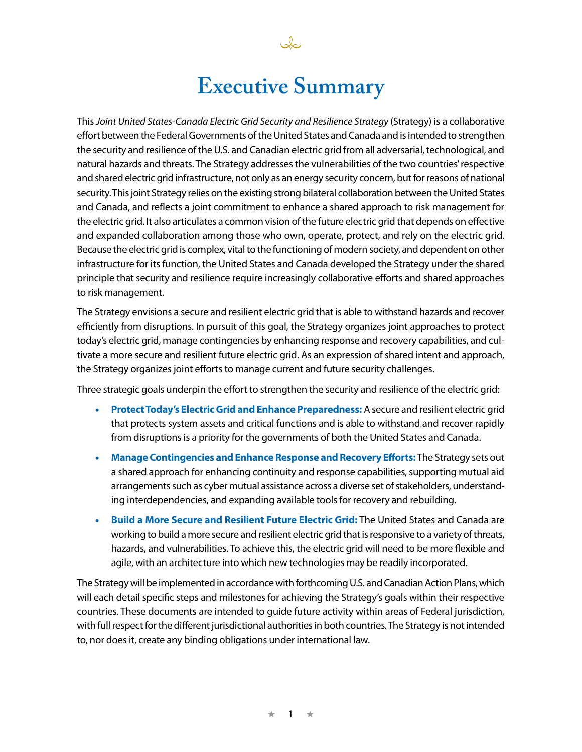# Executive Summary

This *Joint United States-Canada Electric Grid Security and Resilience Strategy* (Strategy) is a collaborative effort between the Federal Governments of the United States and Canada and is intended to strengthen the security and resilience of the U.S. and Canadian electric grid from all adversarial, technological, and natural hazards and threats. The Strategy addresses the vulnerabilities of the two countries' respective and shared electric grid infrastructure, not only as an energy security concern, but for reasons of national security. This joint Strategy relies on the existing strong bilateral collaboration between the United States and Canada, and reflects a joint commitment to enhance a shared approach to risk management for the electric grid. It also articulates a common vision of the future electric grid that depends on effective and expanded collaboration among those who own, operate, protect, and rely on the electric grid. Because the electric grid is complex, vital to the functioning of modern society, and dependent on other infrastructure for its function, the United States and Canada developed the Strategy under the shared principle that security and resilience require increasingly collaborative efforts and shared approaches to risk management.

The Strategy envisions a secure and resilient electric grid that is able to withstand hazards and recover efficiently from disruptions. In pursuit of this goal, the Strategy organizes joint approaches to protect today's electric grid, manage contingencies by enhancing response and recovery capabilities, and cultivate a more secure and resilient future electric grid. As an expression of shared intent and approach, the Strategy organizes joint efforts to manage current and future security challenges.

Three strategic goals underpin the effort to strengthen the security and resilience of the electric grid:

- **Protect Today's Electric Grid and Enhance Preparedness:** A secure and resilient electric grid that protects system assets and critical functions and is able to withstand and recover rapidly from disruptions is a priority for the governments of both the United States and Canada.
- **Manage Contingencies and Enhance Response and Recovery Efforts:** The Strategy sets out a shared approach for enhancing continuity and response capabilities, supporting mutual aid arrangements such as cyber mutual assistance across a diverse set of stakeholders, understanding interdependencies, and expanding available tools for recovery and rebuilding.
- **Build a More Secure and Resilient Future Electric Grid:** The United States and Canada are working to build a more secure and resilient electric grid that is responsive to a variety of threats, hazards, and vulnerabilities. To achieve this, the electric grid will need to be more flexible and agile, with an architecture into which new technologies may be readily incorporated.

The Strategy will be implemented in accordance with forthcoming U.S. and Canadian Action Plans, which will each detail specific steps and milestones for achieving the Strategy's goals within their respective countries. These documents are intended to guide future activity within areas of Federal jurisdiction, with full respect for the different jurisdictional authorities in both countries. The Strategy is not intended to, nor does it, create any binding obligations under international law.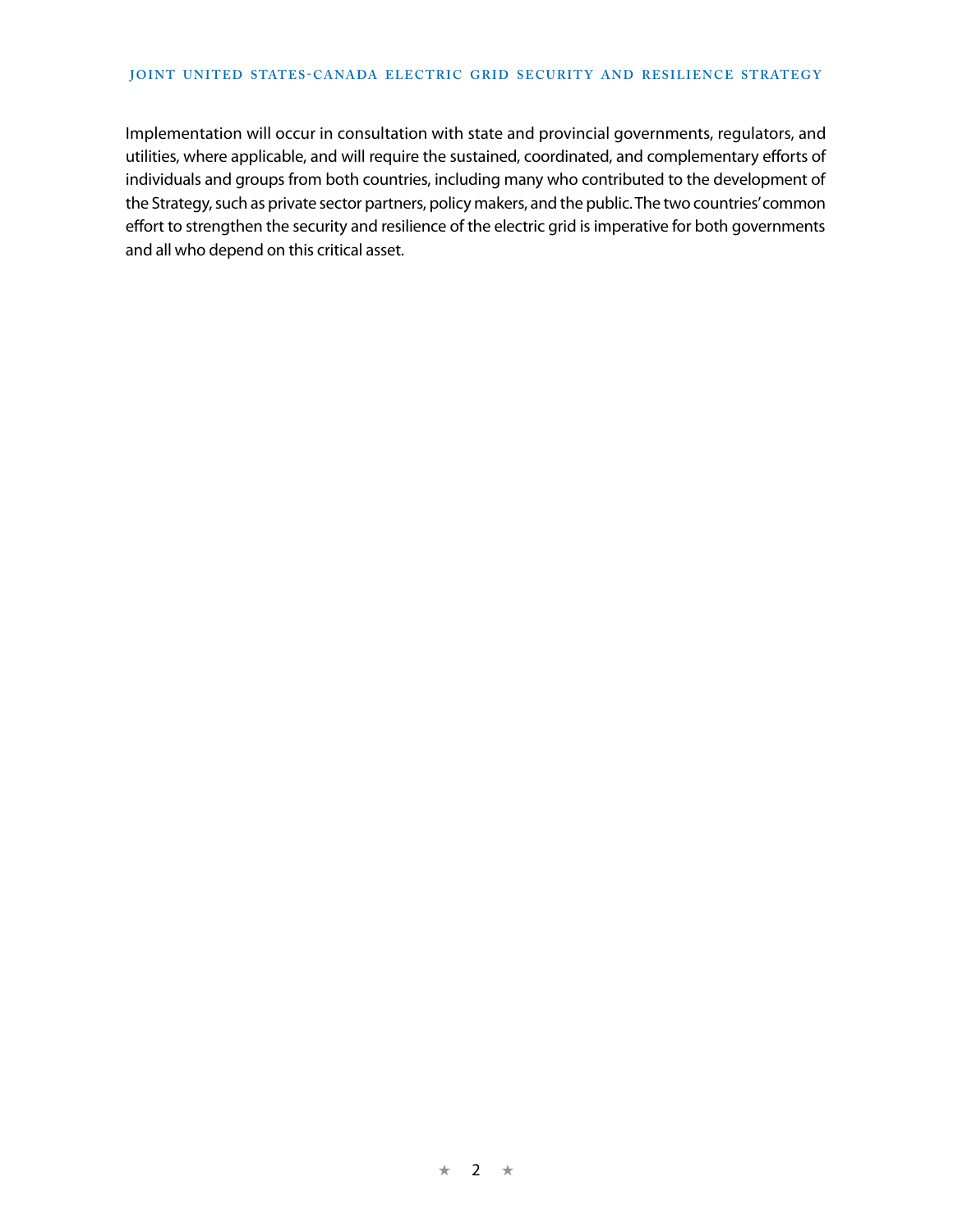Implementation will occur in consultation with state and provincial governments, regulators, and utilities, where applicable, and will require the sustained, coordinated, and complementary efforts of individuals and groups from both countries, including many who contributed to the development of the Strategy, such as private sector partners, policy makers, and the public. The two countries' common effort to strengthen the security and resilience of the electric grid is imperative for both governments and all who depend on this critical asset.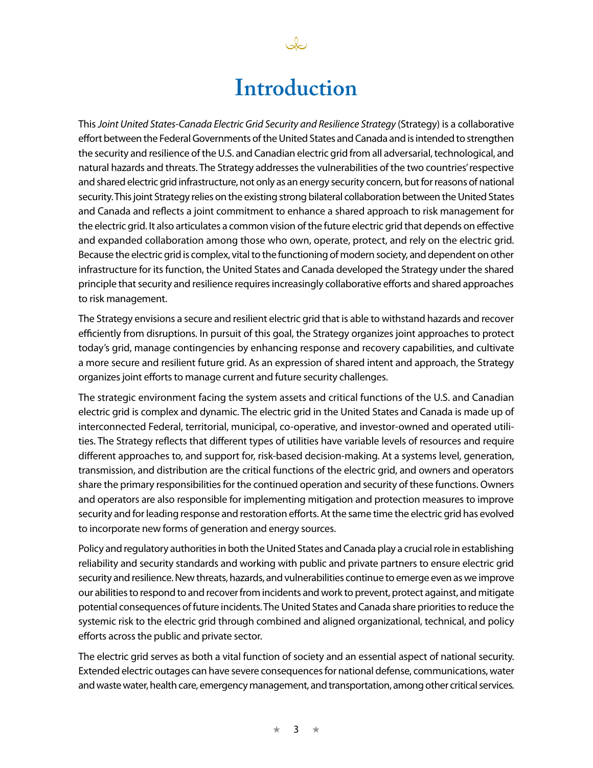# Introduction

This *Joint United States-Canada Electric Grid Security and Resilience Strategy* (Strategy) is a collaborative effort between the Federal Governments of the United States and Canada and is intended to strengthen the security and resilience of the U.S. and Canadian electric grid from all adversarial, technological, and natural hazards and threats. The Strategy addresses the vulnerabilities of the two countries' respective and shared electric grid infrastructure, not only as an energy security concern, but for reasons of national security. This joint Strategy relies on the existing strong bilateral collaboration between the United States and Canada and reflects a joint commitment to enhance a shared approach to risk management for the electric grid. It also articulates a common vision of the future electric grid that depends on effective and expanded collaboration among those who own, operate, protect, and rely on the electric grid. Because the electric grid is complex, vital to the functioning of modern society, and dependent on other infrastructure for its function, the United States and Canada developed the Strategy under the shared principle that security and resilience requires increasingly collaborative efforts and shared approaches to risk management.

The Strategy envisions a secure and resilient electric grid that is able to withstand hazards and recover efficiently from disruptions. In pursuit of this goal, the Strategy organizes joint approaches to protect today's grid, manage contingencies by enhancing response and recovery capabilities, and cultivate a more secure and resilient future grid. As an expression of shared intent and approach, the Strategy organizes joint efforts to manage current and future security challenges.

The strategic environment facing the system assets and critical functions of the U.S. and Canadian electric grid is complex and dynamic. The electric grid in the United States and Canada is made up of interconnected Federal, territorial, municipal, co-operative, and investor-owned and operated utilities. The Strategy reflects that different types of utilities have variable levels of resources and require different approaches to, and support for, risk-based decision-making. At a systems level, generation, transmission, and distribution are the critical functions of the electric grid, and owners and operators share the primary responsibilities for the continued operation and security of these functions. Owners and operators are also responsible for implementing mitigation and protection measures to improve security and for leading response and restoration efforts. At the same time the electric grid has evolved to incorporate new forms of generation and energy sources.

Policy and regulatory authorities in both the United States and Canada play a crucial role in establishing reliability and security standards and working with public and private partners to ensure electric grid security and resilience. New threats, hazards, and vulnerabilities continue to emerge even as we improve our abilities to respond to and recover from incidents and work to prevent, protect against, and mitigate potential consequences of future incidents. The United States and Canada share priorities to reduce the systemic risk to the electric grid through combined and aligned organizational, technical, and policy efforts across the public and private sector.

The electric grid serves as both a vital function of society and an essential aspect of national security. Extended electric outages can have severe consequences for national defense, communications, water and waste water, health care, emergency management, and transportation, among other critical services.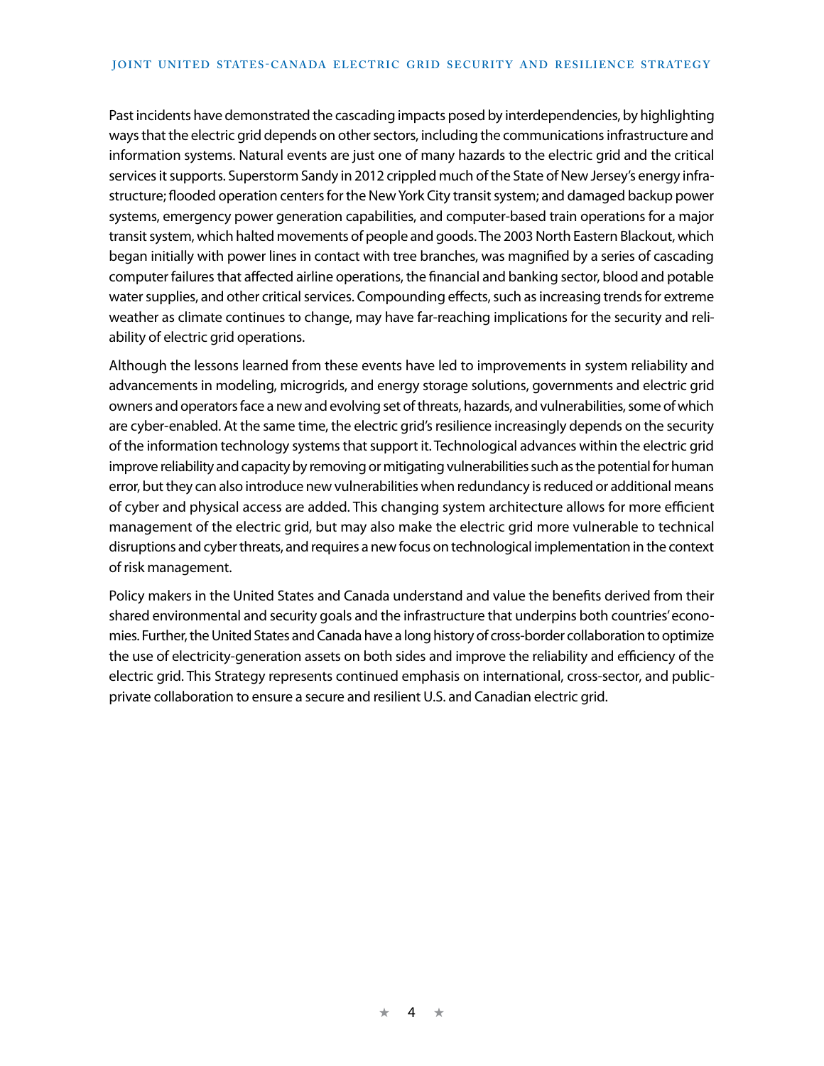Past incidents have demonstrated the cascading impacts posed by interdependencies, by highlighting ways that the electric grid depends on other sectors, including the communications infrastructure and information systems. Natural events are just one of many hazards to the electric grid and the critical services it supports. Superstorm Sandy in 2012 crippled much of the State of New Jersey's energy infrastructure; flooded operation centers for the New York City transit system; and damaged backup power systems, emergency power generation capabilities, and computer-based train operations for a major transit system, which halted movements of people and goods. The 2003 North Eastern Blackout, which began initially with power lines in contact with tree branches, was magnified by a series of cascading computer failures that affected airline operations, the financial and banking sector, blood and potable water supplies, and other critical services. Compounding effects, such as increasing trends for extreme weather as climate continues to change, may have far-reaching implications for the security and reliability of electric grid operations.

Although the lessons learned from these events have led to improvements in system reliability and advancements in modeling, microgrids, and energy storage solutions, governments and electric grid owners and operators face a new and evolving set of threats, hazards, and vulnerabilities, some of which are cyber-enabled. At the same time, the electric grid's resilience increasingly depends on the security of the information technology systems that support it. Technological advances within the electric grid improve reliability and capacity by removing or mitigating vulnerabilities such as the potential for human error, but they can also introduce new vulnerabilities when redundancy is reduced or additional means of cyber and physical access are added. This changing system architecture allows for more efficient management of the electric grid, but may also make the electric grid more vulnerable to technical disruptions and cyber threats, and requires a new focus on technological implementation in the context of risk management.

Policy makers in the United States and Canada understand and value the benefits derived from their shared environmental and security goals and the infrastructure that underpins both countries' economies. Further, the United States and Canada have a long history of cross-border collaboration to optimize the use of electricity-generation assets on both sides and improve the reliability and efficiency of the electric grid. This Strategy represents continued emphasis on international, cross-sector, and public-private collaboration to ensure a secure and resilient U.S. and Canadian electric grid.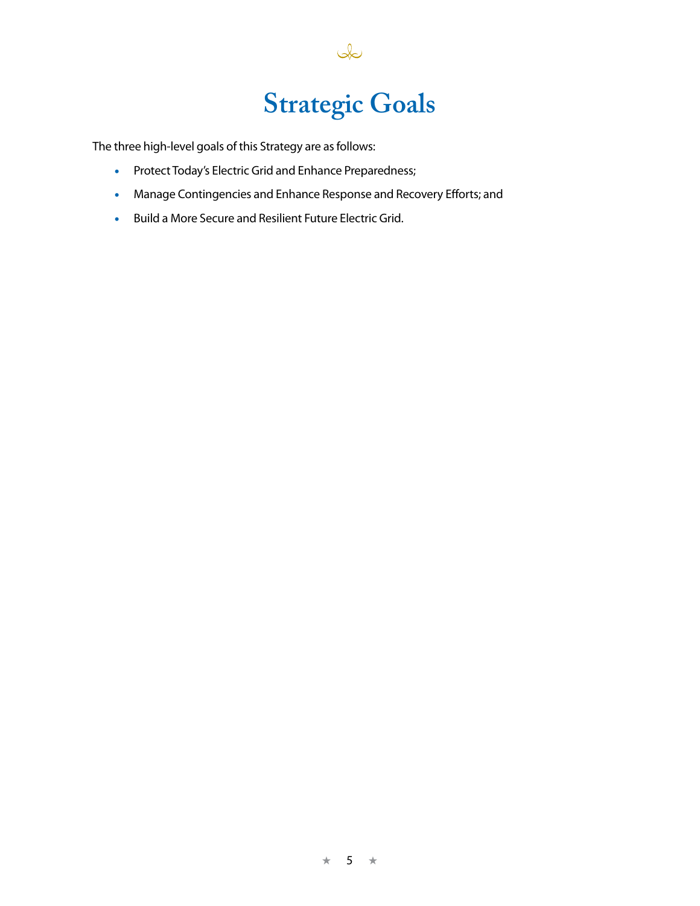# Strategic Goals

The three high-level goals of this Strategy are as follows:

- Protect Today's Electric Grid and Enhance Preparedness;
- Manage Contingencies and Enhance Response and Recovery Efforts; and
- Build a More Secure and Resilient Future Electric Grid.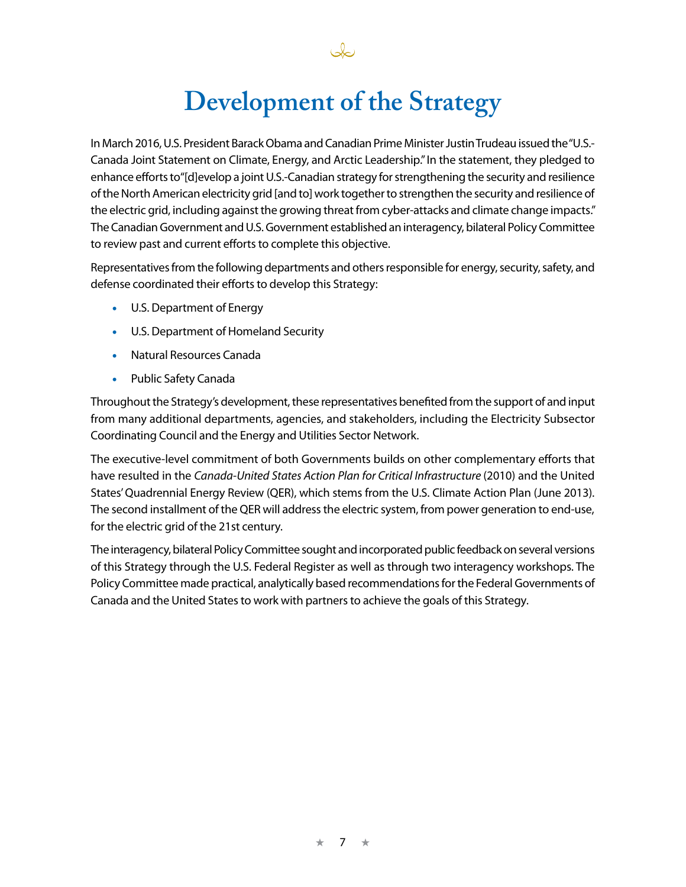# Development of the Strategy

In March 2016, U.S. President Barack Obama and Canadian Prime Minister Justin Trudeau issued the "U.S.-Canada Joint Statement on Climate, Energy, and Arctic Leadership." In the statement, they pledged to enhance efforts to "[d]evelop a joint U.S.-Canadian strategy for strengthening the security and resilience of the North American electricity grid [and to] work together to strengthen the security and resilience of the electric grid, including against the growing threat from cyber-attacks and climate change impacts." The Canadian Government and U.S. Government established an interagency, bilateral Policy Committee to review past and current efforts to complete this objective.

Representatives from the following departments and others responsible for energy, security, safety, and defense coordinated their efforts to develop this Strategy:

- U.S. Department of Energy
- U.S. Department of Homeland Security
- Natural Resources Canada
- Public Safety Canada

Throughout the Strategy's development, these representatives benefited from the support of and input from many additional departments, agencies, and stakeholders, including the Electricity Subsector Coordinating Council and the Energy and Utilities Sector Network.

The executive-level commitment of both Governments builds on other complementary efforts that have resulted in the *Canada-United States Action Plan for Critical Infrastructure* (2010) and the United States' Quadrennial Energy Review (QER), which stems from the U.S. Climate Action Plan (June 2013). The second installment of the QER will address the electric system, from power generation to end-use, for the electric grid of the 21st century.

The interagency, bilateral Policy Committee sought and incorporated public feedback on several versions of this Strategy through the U.S. Federal Register as well as through two interagency workshops. The Policy Committee made practical, analytically based recommendations for the Federal Governments of Canada and the United States to work with partners to achieve the goals of this Strategy.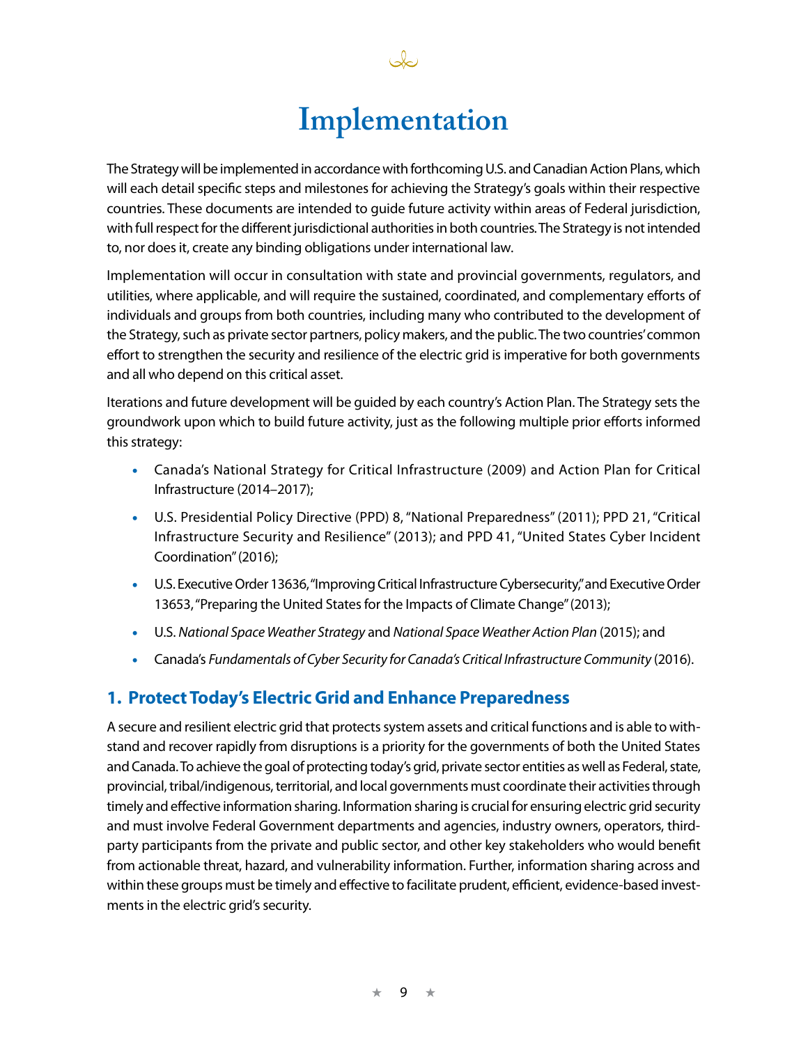# Implementation

The Strategy will be implemented in accordance with forthcoming U.S. and Canadian Action Plans, which will each detail specific steps and milestones for achieving the Strategy's goals within their respective countries. These documents are intended to guide future activity within areas of Federal jurisdiction, with full respect for the different jurisdictional authorities in both countries. The Strategy is not intended to, nor does it, create any binding obligations under international law.

Implementation will occur in consultation with state and provincial governments, regulators, and utilities, where applicable, and will require the sustained, coordinated, and complementary efforts of individuals and groups from both countries, including many who contributed to the development of the Strategy, such as private sector partners, policy makers, and the public. The two countries' common effort to strengthen the security and resilience of the electric grid is imperative for both governments and all who depend on this critical asset.

Iterations and future development will be guided by each country's Action Plan. The Strategy sets the groundwork upon which to build future activity, just as the following multiple prior efforts informed this strategy:

- Canada's National Strategy for Critical Infrastructure (2009) and Action Plan for Critical Infrastructure (2014–2017);
- U.S. Presidential Policy Directive (PPD) 8, "National Preparedness" (2011); PPD 21, "Critical Infrastructure Security and Resilience" (2013); and PPD 41, "United States Cyber Incident Coordination" (2016);
- U.S. Executive Order 13636, "Improving Critical Infrastructure Cybersecurity," and Executive Order 13653, "Preparing the United States for the Impacts of Climate Change" (2013);
- U.S. *National Space Weather Strategy* and *National Space Weather Action Plan* (2015); and
- Canada's *Fundamentals of Cyber Security for Canada's Critical Infrastructure Community* (2016).

## 1. Protect Today's Electric Grid and Enhance Preparedness

A secure and resilient electric grid that protects system assets and critical functions and is able to withstand and recover rapidly from disruptions is a priority for the governments of both the United States and Canada. To achieve the goal of protecting today's grid, private sector entities as well as Federal, state, provincial, tribal/indigenous, territorial, and local governments must coordinate their activities through timely and effective information sharing. Information sharing is crucial for ensuring electric grid security and must involve Federal Government departments and agencies, industry owners, operators, third-party participants from the private and public sector, and other key stakeholders who would benefit from actionable threat, hazard, and vulnerability information. Further, information sharing across and within these groups must be timely and effective to facilitate prudent, efficient, evidence-based investments in the electric grid's security.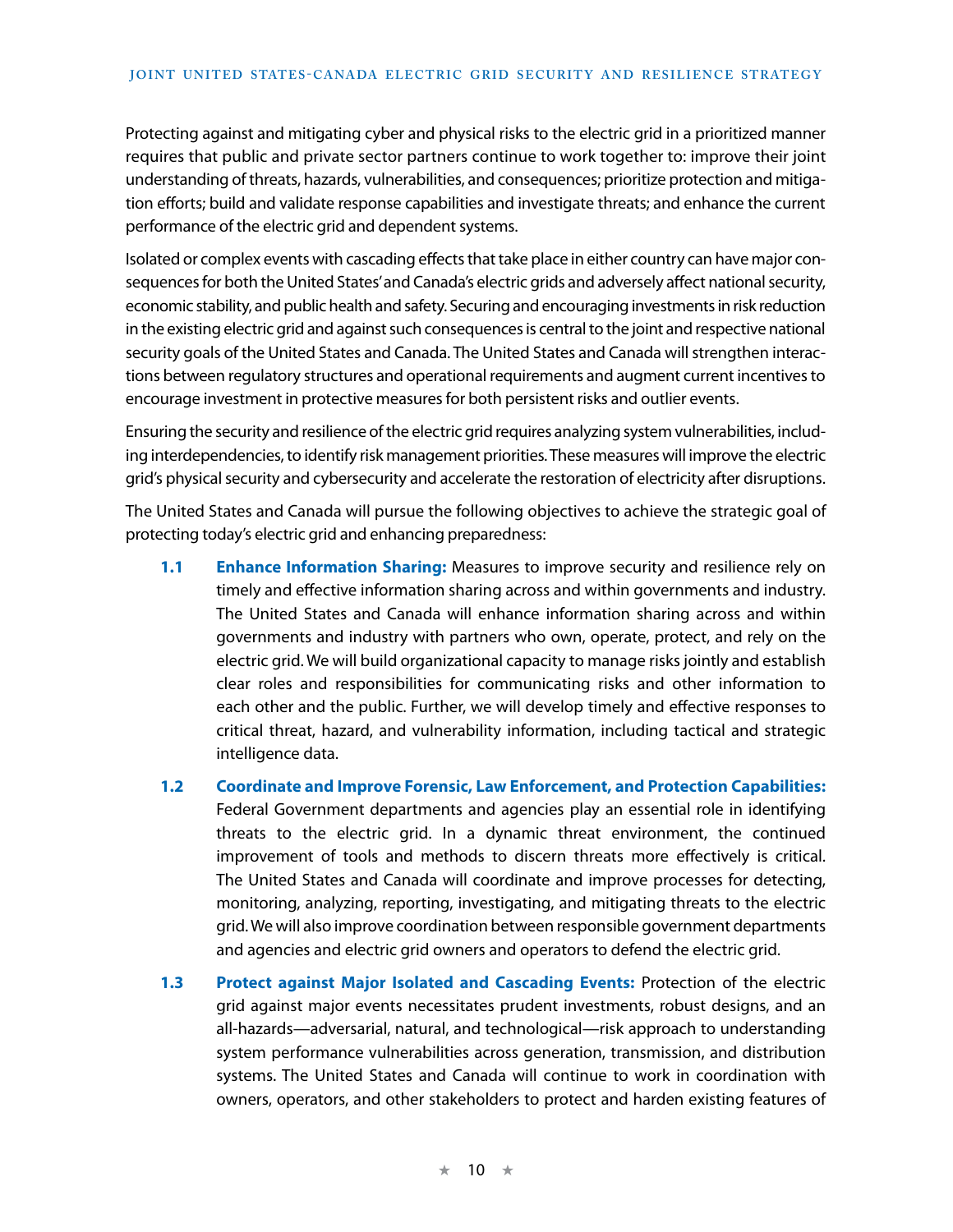Protecting against and mitigating cyber and physical risks to the electric grid in a prioritized manner requires that public and private sector partners continue to work together to: improve their joint understanding of threats, hazards, vulnerabilities, and consequences; prioritize protection and mitigation efforts; build and validate response capabilities and investigate threats; and enhance the current performance of the electric grid and dependent systems.

Isolated or complex events with cascading effects that take place in either country can have major consequences for both the United States' and Canada's electric grids and adversely affect national security, economic stability, and public health and safety. Securing and encouraging investments in risk reduction in the existing electric grid and against such consequences is central to the joint and respective national security goals of the United States and Canada. The United States and Canada will strengthen interactions between regulatory structures and operational requirements and augment current incentives to encourage investment in protective measures for both persistent risks and outlier events.

Ensuring the security and resilience of the electric grid requires analyzing system vulnerabilities, including interdependencies, to identify risk management priorities. These measures will improve the electric grid's physical security and cybersecurity and accelerate the restoration of electricity after disruptions.

The United States and Canada will pursue the following objectives to achieve the strategic goal of protecting today's electric grid and enhancing preparedness:

**1.1 Enhance Information Sharing:** Measures to improve security and resilience rely on timely and effective information sharing across and within governments and industry. The United States and Canada will enhance information sharing across and within governments and industry with partners who own, operate, protect, and rely on the electric grid. We will build organizational capacity to manage risks jointly and establish clear roles and responsibilities for communicating risks and other information to each other and the public. Further, we will develop timely and effective responses to critical threat, hazard, and vulnerability information, including tactical and strategic intelligence data.

**1.2 Coordinate and Improve Forensic, Law Enforcement, and Protection Capabilities:** Federal Government departments and agencies play an essential role in identifying threats to the electric grid. In a dynamic threat environment, the continued improvement of tools and methods to discern threats more effectively is critical. The United States and Canada will coordinate and improve processes for detecting, monitoring, analyzing, reporting, investigating, and mitigating threats to the electric grid. We will also improve coordination between responsible government departments and agencies and electric grid owners and operators to defend the electric grid.

**1.3 Protect against Major Isolated and Cascading Events:** Protection of the electric grid against major events necessitates prudent investments, robust designs, and an all-hazards—adversarial, natural, and technological—risk approach to understanding system performance vulnerabilities across generation, transmission, and distribution systems. The United States and Canada will continue to work in coordination with owners, operators, and other stakeholders to protect and harden existing features of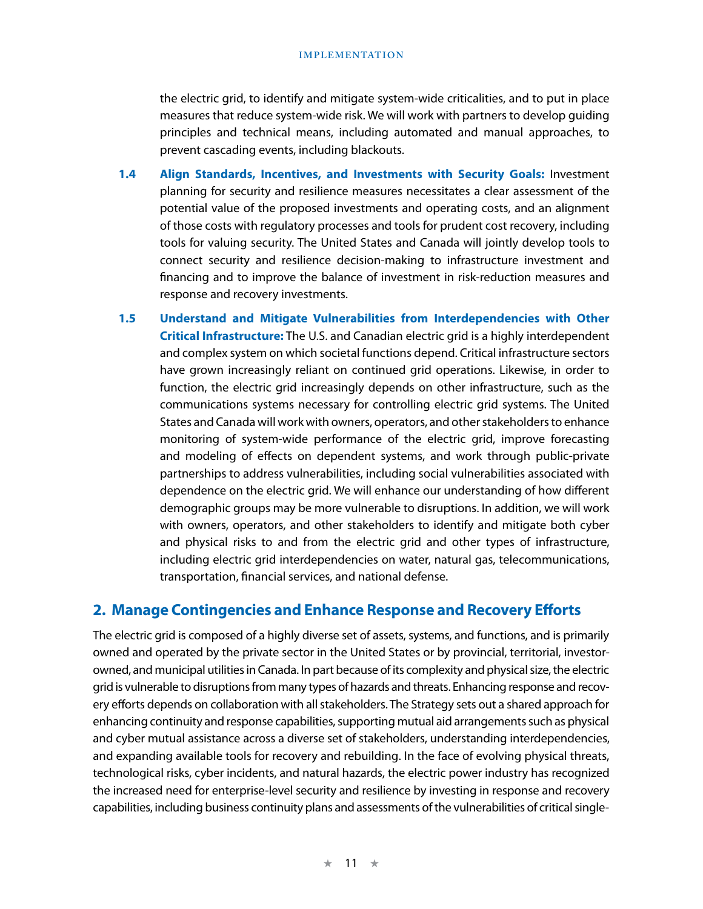the electric grid, to identify and mitigate system-wide criticalities, and to put in place measures that reduce system-wide risk. We will work with partners to develop guiding principles and technical means, including automated and manual approaches, to prevent cascading events, including blackouts.

**1.4 Align Standards, Incentives, and Investments with Security Goals:** Investment planning for security and resilience measures necessitates a clear assessment of the potential value of the proposed investments and operating costs, and an alignment of those costs with regulatory processes and tools for prudent cost recovery, including tools for valuing security. The United States and Canada will jointly develop tools to connect security and resilience decision-making to infrastructure investment and financing and to improve the balance of investment in risk-reduction measures and response and recovery investments.

**1.5 Understand and Mitigate Vulnerabilities from Interdependencies with Other Critical Infrastructure:** The U.S. and Canadian electric grid is a highly interdependent and complex system on which societal functions depend. Critical infrastructure sectors have grown increasingly reliant on continued grid operations. Likewise, in order to function, the electric grid increasingly depends on other infrastructure, such as the communications systems necessary for controlling electric grid systems. The United States and Canada will work with owners, operators, and other stakeholders to enhance monitoring of system-wide performance of the electric grid, improve forecasting and modeling of effects on dependent systems, and work through public-private partnerships to address vulnerabilities, including social vulnerabilities associated with dependence on the electric grid. We will enhance our understanding of how different demographic groups may be more vulnerable to disruptions. In addition, we will work with owners, operators, and other stakeholders to identify and mitigate both cyber and physical risks to and from the electric grid and other types of infrastructure, including electric grid interdependencies on water, natural gas, telecommunications, transportation, financial services, and national defense.

## 2. Manage Contingencies and Enhance Response and Recovery Efforts

The electric grid is composed of a highly diverse set of assets, systems, and functions, and is primarily owned and operated by the private sector in the United States or by provincial, territorial, investor-owned, and municipal utilities in Canada. In part because of its complexity and physical size, the electric grid is vulnerable to disruptions from many types of hazards and threats. Enhancing response and recovery efforts depends on collaboration with all stakeholders. The Strategy sets out a shared approach for enhancing continuity and response capabilities, supporting mutual aid arrangements such as physical and cyber mutual assistance across a diverse set of stakeholders, understanding interdependencies, and expanding available tools for recovery and rebuilding. In the face of evolving physical threats, technological risks, cyber incidents, and natural hazards, the electric power industry has recognized the increased need for enterprise-level security and resilience by investing in response and recovery capabilities, including business continuity plans and assessments of the vulnerabilities of critical single-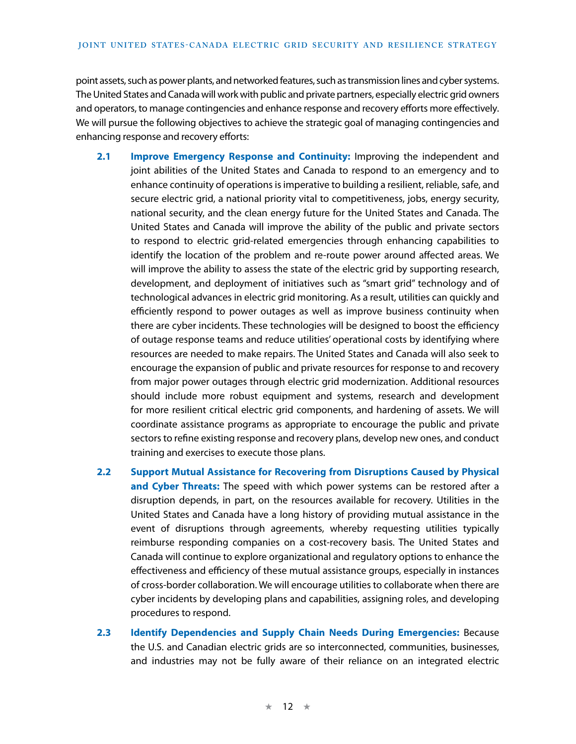point assets, such as power plants, and networked features, such as transmission lines and cyber systems. The United States and Canada will work with public and private partners, especially electric grid owners and operators, to manage contingencies and enhance response and recovery efforts more effectively. We will pursue the following objectives to achieve the strategic goal of managing contingencies and enhancing response and recovery efforts:

**2.1 Improve Emergency Response and Continuity:** Improving the independent and joint abilities of the United States and Canada to respond to an emergency and to enhance continuity of operations is imperative to building a resilient, reliable, safe, and secure electric grid, a national priority vital to competitiveness, jobs, energy security, national security, and the clean energy future for the United States and Canada. The United States and Canada will improve the ability of the public and private sectors to respond to electric grid-related emergencies through enhancing capabilities to identify the location of the problem and re-route power around affected areas. We will improve the ability to assess the state of the electric grid by supporting research, development, and deployment of initiatives such as "smart grid" technology and of technological advances in electric grid monitoring. As a result, utilities can quickly and efficiently respond to power outages as well as improve business continuity when there are cyber incidents. These technologies will be designed to boost the efficiency of outage response teams and reduce utilities' operational costs by identifying where resources are needed to make repairs. The United States and Canada will also seek to encourage the expansion of public and private resources for response to and recovery from major power outages through electric grid modernization. Additional resources should include more robust equipment and systems, research and development for more resilient critical electric grid components, and hardening of assets. We will coordinate assistance programs as appropriate to encourage the public and private sectors to refine existing response and recovery plans, develop new ones, and conduct training and exercises to execute those plans.

**2.2 Support Mutual Assistance for Recovering from Disruptions Caused by Physical and Cyber Threats:** The speed with which power systems can be restored after a disruption depends, in part, on the resources available for recovery. Utilities in the United States and Canada have a long history of providing mutual assistance in the event of disruptions through agreements, whereby requesting utilities typically reimburse responding companies on a cost-recovery basis. The United States and Canada will continue to explore organizational and regulatory options to enhance the effectiveness and efficiency of these mutual assistance groups, especially in instances of cross-border collaboration. We will encourage utilities to collaborate when there are cyber incidents by developing plans and capabilities, assigning roles, and developing procedures to respond.

**2.3 Identify Dependencies and Supply Chain Needs During Emergencies:** Because the U.S. and Canadian electric grids are so interconnected, communities, businesses, and industries may not be fully aware of their reliance on an integrated electric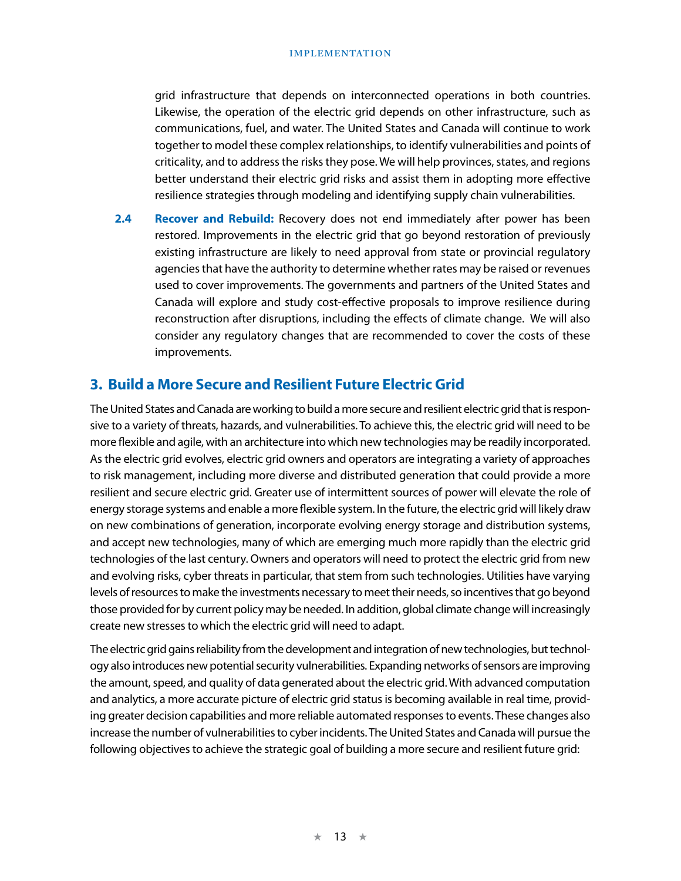grid infrastructure that depends on interconnected operations in both countries. Likewise, the operation of the electric grid depends on other infrastructure, such as communications, fuel, and water. The United States and Canada will continue to work together to model these complex relationships, to identify vulnerabilities and points of criticality, and to address the risks they pose. We will help provinces, states, and regions better understand their electric grid risks and assist them in adopting more effective resilience strategies through modeling and identifying supply chain vulnerabilities.

**2.4 Recover and Rebuild:** Recovery does not end immediately after power has been restored. Improvements in the electric grid that go beyond restoration of previously existing infrastructure are likely to need approval from state or provincial regulatory agencies that have the authority to determine whether rates may be raised or revenues used to cover improvements. The governments and partners of the United States and Canada will explore and study cost-effective proposals to improve resilience during reconstruction after disruptions, including the effects of climate change. We will also consider any regulatory changes that are recommended to cover the costs of these improvements.

## 3. Build a More Secure and Resilient Future Electric Grid

The United States and Canada are working to build a more secure and resilient electric grid that is responsive to a variety of threats, hazards, and vulnerabilities. To achieve this, the electric grid will need to be more flexible and agile, with an architecture into which new technologies may be readily incorporated. As the electric grid evolves, electric grid owners and operators are integrating a variety of approaches to risk management, including more diverse and distributed generation that could provide a more resilient and secure electric grid. Greater use of intermittent sources of power will elevate the role of energy storage systems and enable a more flexible system. In the future, the electric grid will likely draw on new combinations of generation, incorporate evolving energy storage and distribution systems, and accept new technologies, many of which are emerging much more rapidly than the electric grid technologies of the last century. Owners and operators will need to protect the electric grid from new and evolving risks, cyber threats in particular, that stem from such technologies. Utilities have varying levels of resources to make the investments necessary to meet their needs, so incentives that go beyond those provided for by current policy may be needed. In addition, global climate change will increasingly create new stresses to which the electric grid will need to adapt.

The electric grid gains reliability from the development and integration of new technologies, but technology also introduces new potential security vulnerabilities. Expanding networks of sensors are improving the amount, speed, and quality of data generated about the electric grid. With advanced computation and analytics, a more accurate picture of electric grid status is becoming available in real time, providing greater decision capabilities and more reliable automated responses to events. These changes also increase the number of vulnerabilities to cyber incidents. The United States and Canada will pursue the following objectives to achieve the strategic goal of building a more secure and resilient future grid: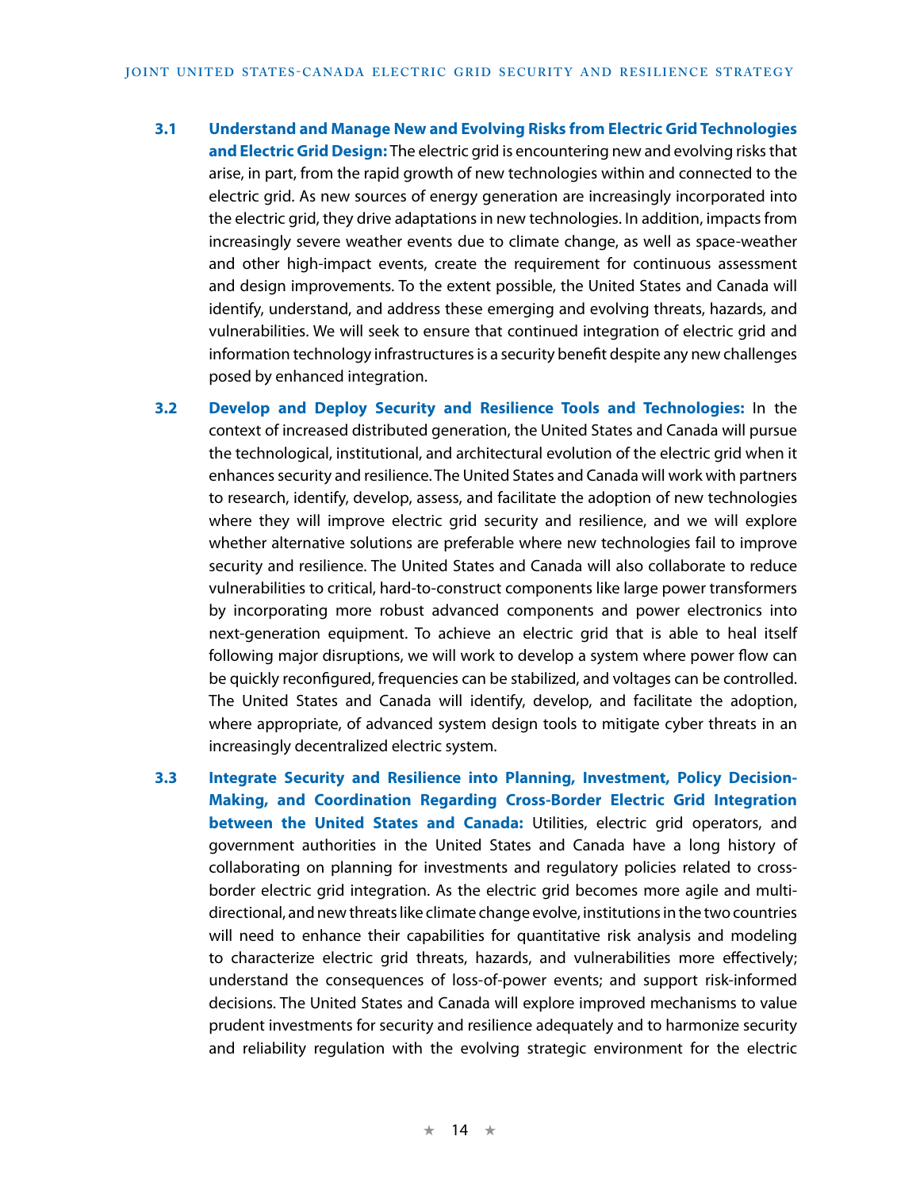**3.1 Understand and Manage New and Evolving Risks from Electric Grid Technologies and Electric Grid Design:** The electric grid is encountering new and evolving risks that arise, in part, from the rapid growth of new technologies within and connected to the electric grid. As new sources of energy generation are increasingly incorporated into the electric grid, they drive adaptations in new technologies. In addition, impacts from increasingly severe weather events due to climate change, as well as space-weather and other high-impact events, create the requirement for continuous assessment and design improvements. To the extent possible, the United States and Canada will identify, understand, and address these emerging and evolving threats, hazards, and vulnerabilities. We will seek to ensure that continued integration of electric grid and information technology infrastructures is a security benefit despite any new challenges posed by enhanced integration.

**3.2 Develop and Deploy Security and Resilience Tools and Technologies:** In the context of increased distributed generation, the United States and Canada will pursue the technological, institutional, and architectural evolution of the electric grid when it enhances security and resilience. The United States and Canada will work with partners to research, identify, develop, assess, and facilitate the adoption of new technologies where they will improve electric grid security and resilience, and we will explore whether alternative solutions are preferable where new technologies fail to improve security and resilience. The United States and Canada will also collaborate to reduce vulnerabilities to critical, hard-to-construct components like large power transformers by incorporating more robust advanced components and power electronics into next-generation equipment. To achieve an electric grid that is able to heal itself following major disruptions, we will work to develop a system where power flow can be quickly reconfigured, frequencies can be stabilized, and voltages can be controlled. The United States and Canada will identify, develop, and facilitate the adoption, where appropriate, of advanced system design tools to mitigate cyber threats in an increasingly decentralized electric system.

**3.3 Integrate Security and Resilience into Planning, Investment, Policy Decision-Making, and Coordination Regarding Cross-Border Electric Grid Integration between the United States and Canada:** Utilities, electric grid operators, and government authorities in the United States and Canada have a long history of collaborating on planning for investments and regulatory policies related to cross-border electric grid integration. As the electric grid becomes more agile and multi-directional, and new threats like climate change evolve, institutions in the two countries will need to enhance their capabilities for quantitative risk analysis and modeling to characterize electric grid threats, hazards, and vulnerabilities more effectively; understand the consequences of loss-of-power events; and support risk-informed decisions. The United States and Canada will explore improved mechanisms to value prudent investments for security and resilience adequately and to harmonize security and reliability regulation with the evolving strategic environment for the electric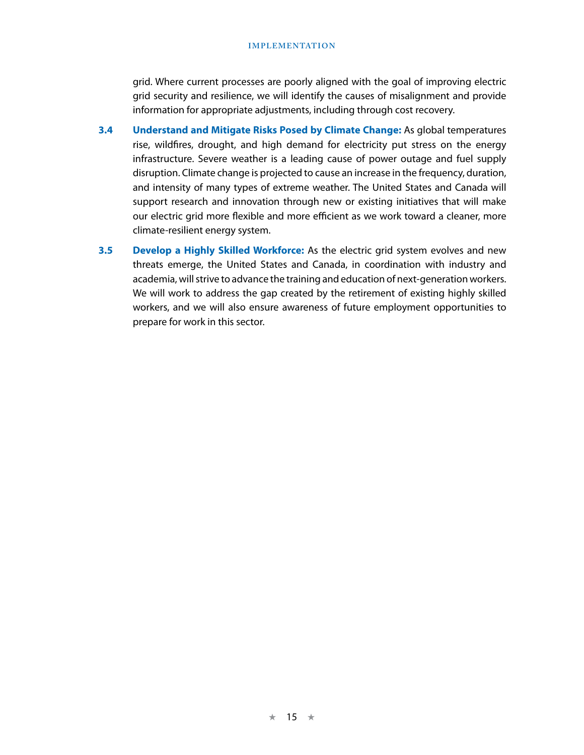grid. Where current processes are poorly aligned with the goal of improving electric grid security and resilience, we will identify the causes of misalignment and provide information for appropriate adjustments, including through cost recovery.

**3.4 Understand and Mitigate Risks Posed by Climate Change:** As global temperatures rise, wildfires, drought, and high demand for electricity put stress on the energy infrastructure. Severe weather is a leading cause of power outage and fuel supply disruption. Climate change is projected to cause an increase in the frequency, duration, and intensity of many types of extreme weather. The United States and Canada will support research and innovation through new or existing initiatives that will make our electric grid more flexible and more efficient as we work toward a cleaner, more climate-resilient energy system.

**3.5 Develop a Highly Skilled Workforce:** As the electric grid system evolves and new threats emerge, the United States and Canada, in coordination with industry and academia, will strive to advance the training and education of next-generation workers. We will work to address the gap created by the retirement of existing highly skilled workers, and we will also ensure awareness of future employment opportunities to prepare for work in this sector.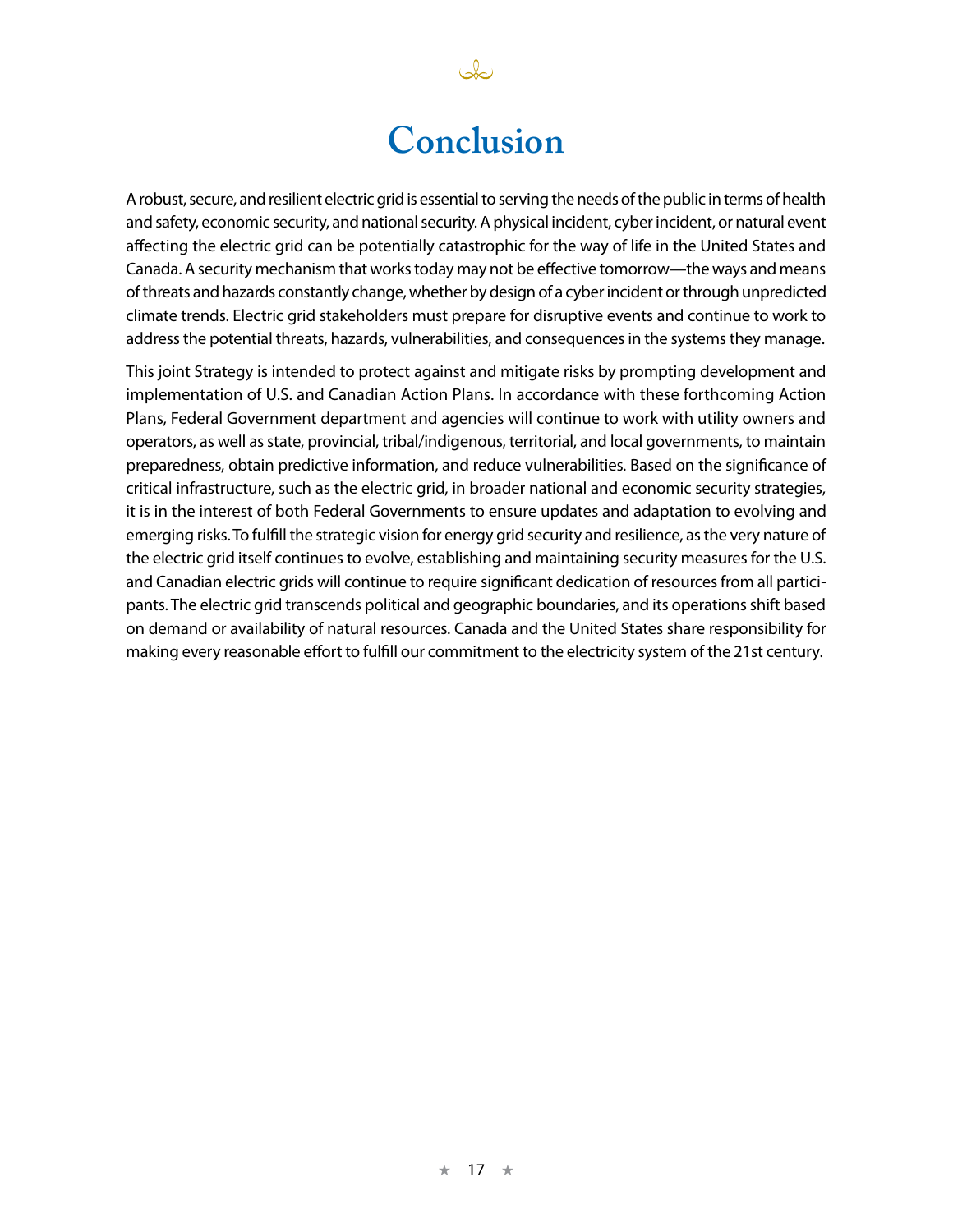# Conclusion

A robust, secure, and resilient electric grid is essential to serving the needs of the public in terms of health and safety, economic security, and national security. A physical incident, cyber incident, or natural event affecting the electric grid can be potentially catastrophic for the way of life in the United States and Canada. A security mechanism that works today may not be effective tomorrow—the ways and means of threats and hazards constantly change, whether by design of a cyber incident or through unpredicted climate trends. Electric grid stakeholders must prepare for disruptive events and continue to work to address the potential threats, hazards, vulnerabilities, and consequences in the systems they manage.

This joint Strategy is intended to protect against and mitigate risks by prompting development and implementation of U.S. and Canadian Action Plans. In accordance with these forthcoming Action Plans, Federal Government department and agencies will continue to work with utility owners and operators, as well as state, provincial, tribal/indigenous, territorial, and local governments, to maintain preparedness, obtain predictive information, and reduce vulnerabilities. Based on the significance of critical infrastructure, such as the electric grid, in broader national and economic security strategies, it is in the interest of both Federal Governments to ensure updates and adaptation to evolving and emerging risks. To fulfill the strategic vision for energy grid security and resilience, as the very nature of the electric grid itself continues to evolve, establishing and maintaining security measures for the U.S. and Canadian electric grids will continue to require significant dedication of resources from all participants. The electric grid transcends political and geographic boundaries, and its operations shift based on demand or availability of natural resources. Canada and the United States share responsibility for making every reasonable effort to fulfill our commitment to the electricity system of the 21st century.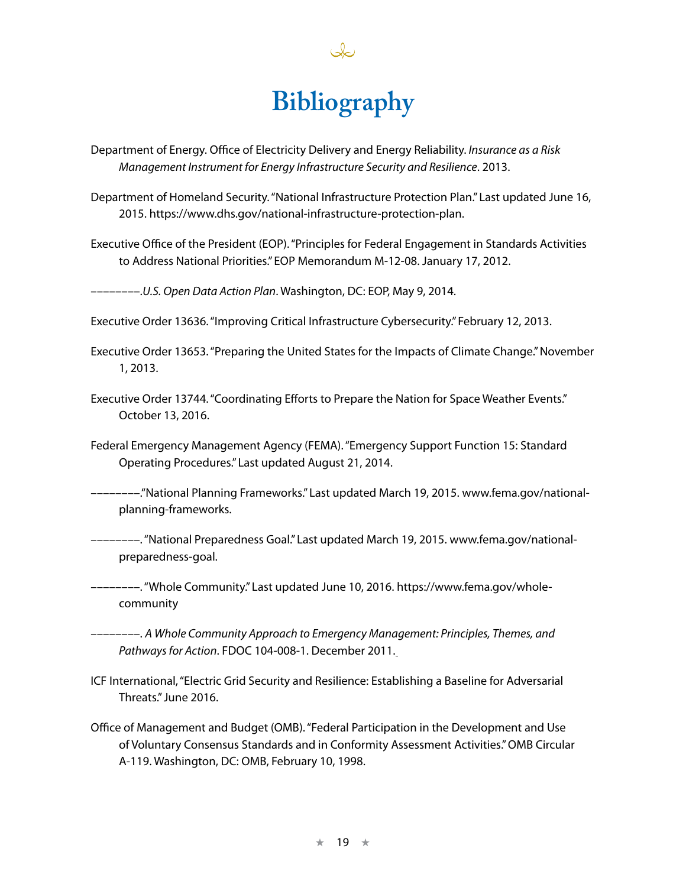# Bibliography

Department of Energy. Office of Electricity Delivery and Energy Reliability. *Insurance as a Risk Management Instrument for Energy Infrastructure Security and Resilience*. 2013.

Department of Homeland Security. "National Infrastructure Protection Plan." Last updated June 16, 2015. https://www.dhs.gov/national-infrastructure-protection-plan.

Executive Office of the President (EOP). "Principles for Federal Engagement in Standards Activities to Address National Priorities." EOP Memorandum M-12-08. January 17, 2012.

––––––––.*U.S. Open Data Action Plan*. Washington, DC: EOP, May 9, 2014.

Executive Order 13636. "Improving Critical Infrastructure Cybersecurity." February 12, 2013.

Executive Order 13653. "Preparing the United States for the Impacts of Climate Change." November 1, 2013.

Executive Order 13744. "Coordinating Efforts to Prepare the Nation for Space Weather Events." October 13, 2016.

Federal Emergency Management Agency (FEMA). "Emergency Support Function 15: Standard Operating Procedures." Last updated August 21, 2014.

––––––––."National Planning Frameworks." Last updated March 19, 2015. www.fema.gov/national-planning-frameworks.

––––––––. "National Preparedness Goal." Last updated March 19, 2015. www.fema.gov/national-preparedness-goal.

––––––––. "Whole Community." Last updated June 10, 2016. https://www.fema.gov/whole-community

––––––––. *A Whole Community Approach to Emergency Management: Principles, Themes, and Pathways for Action*. FDOC 104-008-1. December 2011.

ICF International, "Electric Grid Security and Resilience: Establishing a Baseline for Adversarial Threats." June 2016.

Office of Management and Budget (OMB). "Federal Participation in the Development and Use of Voluntary Consensus Standards and in Conformity Assessment Activities." OMB Circular A-119. Washington, DC: OMB, February 10, 1998.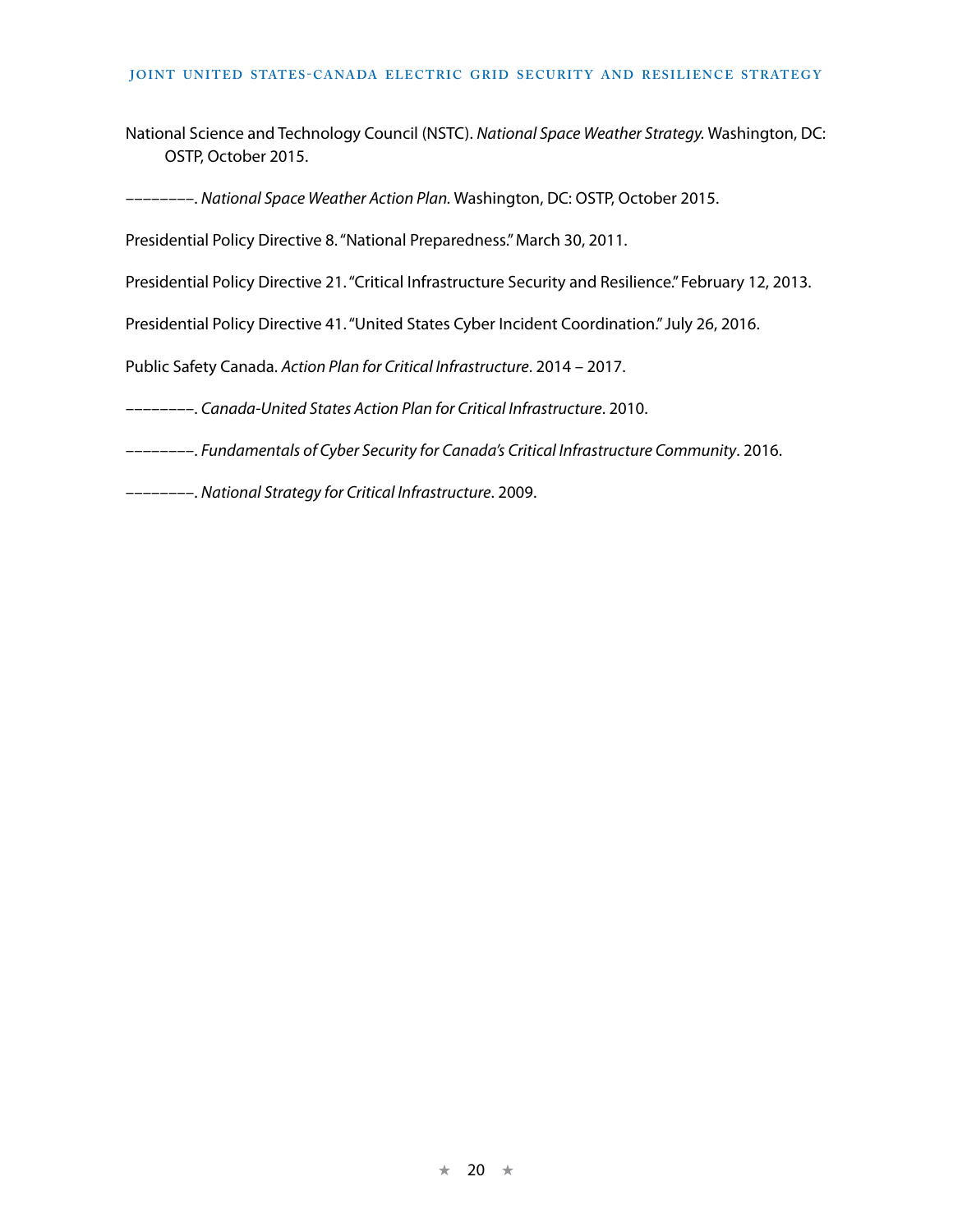National Science and Technology Council (NSTC). *National Space Weather Strategy.* Washington, DC: OSTP, October 2015.

––––––––. *National Space Weather Action Plan.* Washington, DC: OSTP, October 2015.

Presidential Policy Directive 8. "National Preparedness." March 30, 2011.

Presidential Policy Directive 21. "Critical Infrastructure Security and Resilience." February 12, 2013.

Presidential Policy Directive 41. "United States Cyber Incident Coordination." July 26, 2016.

Public Safety Canada. *Action Plan for Critical Infrastructure*. 2014 – 2017.

––––––––. *Canada-United States Action Plan for Critical Infrastructure*. 2010.

––––––––. *Fundamentals of Cyber Security for Canada's Critical Infrastructure Community*. 2016.

––––––––. *National Strategy for Critical Infrastructure*. 2009.